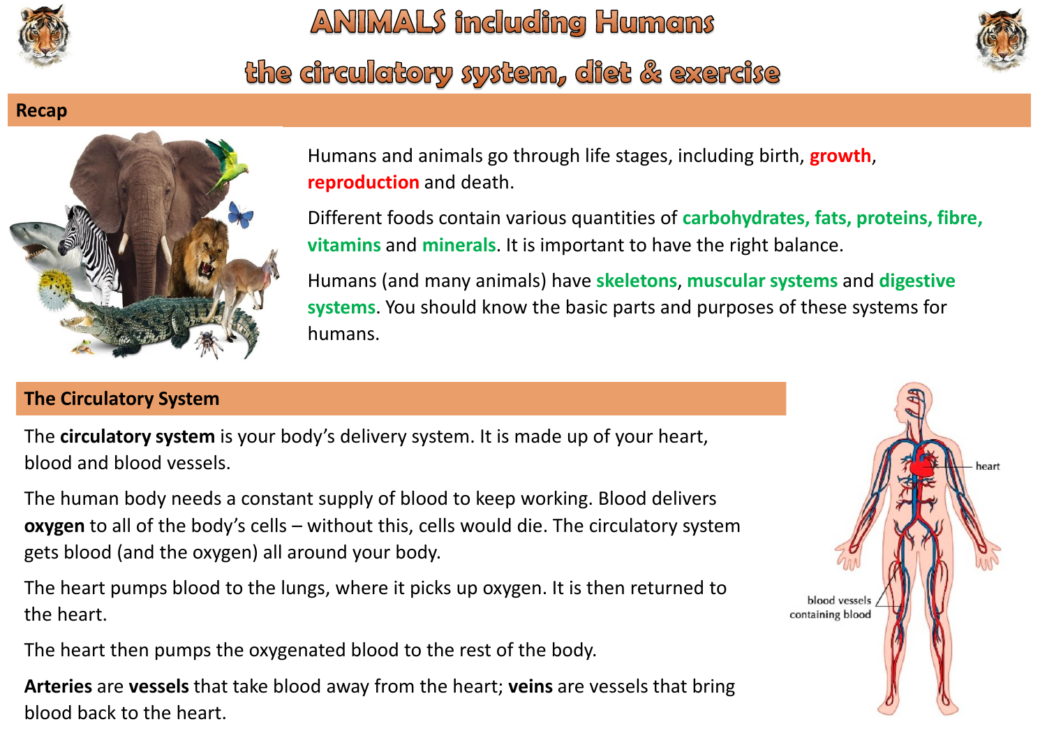# ANIMALS including Humans

## the circulatory system, diet & exercise

### Recap

Humans and animals go through life stages, including birth, **growth**, **reproduction** and death.

Different foods contain various quantities of **carbohydrates, fats, proteins, fibre, vitamins** and **minerals**. It is important to have the right balance.

Humans (and many animals) have **skeletons**, **muscular systems** and **digestive systems**. You should know the basic parts and purposes of these systems for humans.

### The Circulatory System

The **circulatory system** is your body's delivery system. It is made up of your heart, blood and blood vessels.

The human body needs a constant supply of blood to keep working. Blood delivers **oxygen** to all of the body's cells – without this, cells would die. The circulatory system gets blood (and the oxygen) all around your body.

The heart pumps blood to the lungs, where it picks up oxygen. It is then returned to the heart.

The heart then pumps the oxygenated blood to the rest of the body.

**Arteries** are **vessels** that take blood away from the heart; **veins** are vessels that bring blood back to the heart.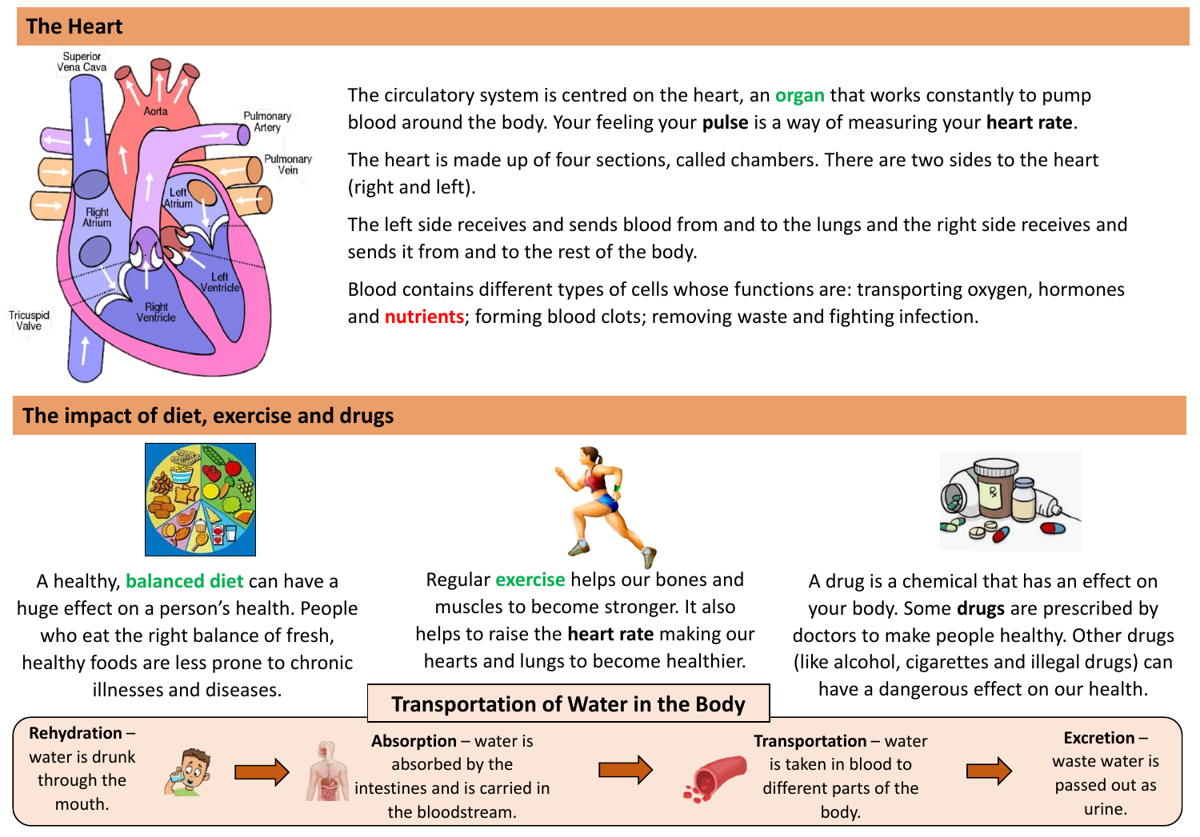## The Heart

Superior Vena Cava

Aorta

Pulmonary Artery

Pulmonary Vein

Left Atrium

Right Atrium

Left Ventricle

Right Ventricle

Tricuspid Valve

The circulatory system is centred on the heart, an **organ** that works constantly to pump blood around the body. Your feeling your **pulse** is a way of measuring your **heart rate**.

The heart is made up of four sections, called chambers. There are two sides to the heart (right and left).

The left side receives and sends blood from and to the lungs and the right side receives and sends it from and to the rest of the body.

Blood contains different types of cells whose functions are: transporting oxygen, hormones and **nutrients**; forming blood clots; removing waste and fighting infection.

## The impact of diet, exercise and drugs

A healthy, **balanced diet** can have a huge effect on a person's health. People who eat the right balance of fresh, healthy foods are less prone to chronic illnesses and diseases.

Regular **exercise** helps our bones and muscles to become stronger. It also helps to raise the **heart rate** making our hearts and lungs to become healthier.

A drug is a chemical that has an effect on your body. Some **drugs** are prescribed by doctors to make people healthy. Other drugs (like alcohol, cigarettes and illegal drugs) can have a dangerous effect on our health.

## Transportation of Water in the Body

**Rehydration** – water is drunk through the mouth. → **Absorption** – water is absorbed by the intestines and is carried in the bloodstream. → **Transportation** – water is taken in blood to different parts of the body. → **Excretion** – waste water is passed out as urine.